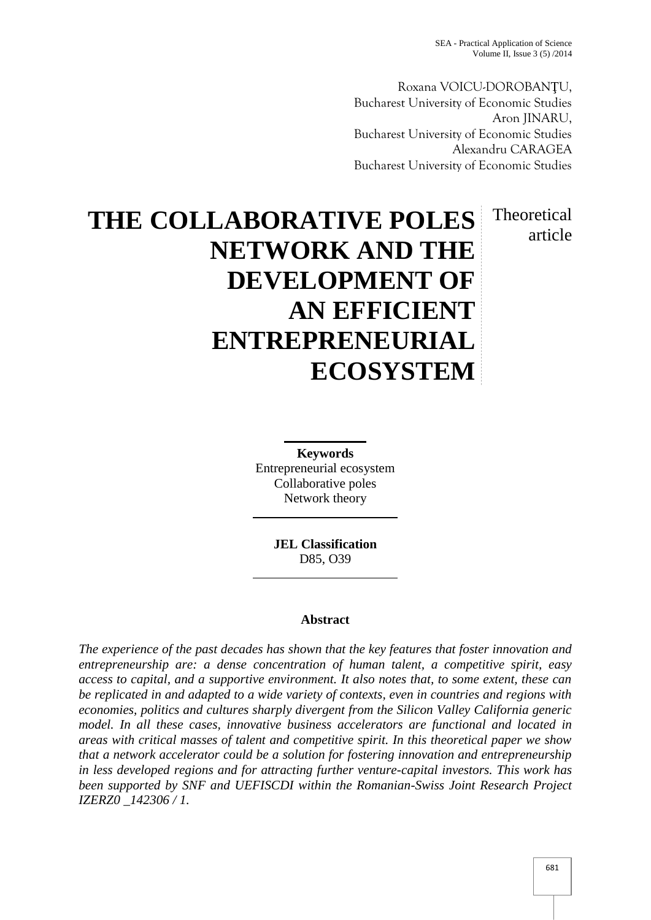Roxana VOICU-DOROBANŢU,
Bucharest University of Economic Studies
Aron JINARU,
Bucharest University of Economic Studies
Alexandru CARAGEA
Bucharest University of Economic Studies

# THE COLLABORATIVE POLES NETWORK AND THE DEVELOPMENT OF AN EFFICIENT ENTREPRENEURIAL ECOSYSTEM

Theoretical article

**Keywords**
Entrepreneurial ecosystem
Collaborative poles
Network theory

**JEL Classification**
D85, O39

## Abstract

*The experience of the past decades has shown that the key features that foster innovation and entrepreneurship are: a dense concentration of human talent, a competitive spirit, easy access to capital, and a supportive environment. It also notes that, to some extent, these can be replicated in and adapted to a wide variety of contexts, even in countries and regions with economies, politics and cultures sharply divergent from the Silicon Valley California generic model. In all these cases, innovative business accelerators are functional and located in areas with critical masses of talent and competitive spirit. In this theoretical paper we show that a network accelerator could be a solution for fostering innovation and entrepreneurship in less developed regions and for attracting further venture-capital investors. This work has been supported by SNF and UEFISCDI within the Romanian-Swiss Joint Research Project IZERZ0 _142306 / 1.*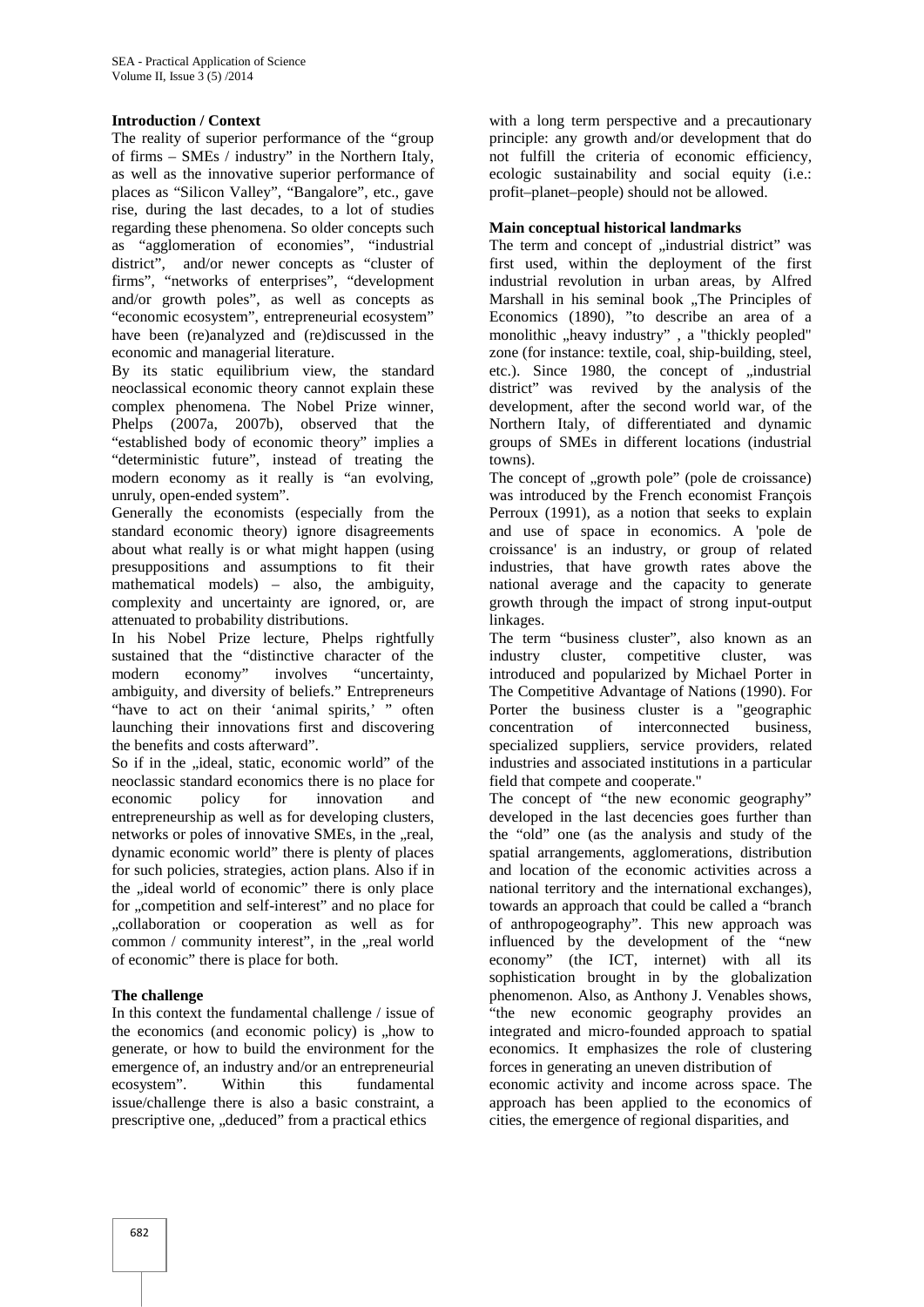**Introduction / Context**

The reality of superior performance of the "group of firms – SMEs / industry" in the Northern Italy, as well as the innovative superior performance of places as "Silicon Valley", "Bangalore", etc., gave rise, during the last decades, to a lot of studies regarding these phenomena. So older concepts such as "agglomeration of economies", "industrial district", and/or newer concepts as "cluster of firms", "networks of enterprises", "development and/or growth poles", as well as concepts as "economic ecosystem", entrepreneurial ecosystem" have been (re)analyzed and (re)discussed in the economic and managerial literature.

By its static equilibrium view, the standard neoclassical economic theory cannot explain these complex phenomena. The Nobel Prize winner, Phelps (2007a, 2007b), observed that the "established body of economic theory" implies a "deterministic future", instead of treating the modern economy as it really is "an evolving, unruly, open-ended system".

Generally the economists (especially from the standard economic theory) ignore disagreements about what really is or what might happen (using presuppositions and assumptions to fit their mathematical models) – also, the ambiguity, complexity and uncertainty are ignored, or, are attenuated to probability distributions.

In his Nobel Prize lecture, Phelps rightfully sustained that the "distinctive character of the modern economy" involves "uncertainty, ambiguity, and diversity of beliefs." Entrepreneurs "have to act on their 'animal spirits,' " often launching their innovations first and discovering the benefits and costs afterward".

So if in the „ideal, static, economic world" of the neoclassic standard economics there is no place for economic policy for innovation and entrepreneurship as well as for developing clusters, networks or poles of innovative SMEs, in the „real, dynamic economic world" there is plenty of places for such policies, strategies, action plans. Also if in the „ideal world of economic" there is only place for „competition and self-interest" and no place for „collaboration or cooperation as well as for common / community interest", in the „real world of economic" there is place for both.

**The challenge**

In this context the fundamental challenge / issue of the economics (and economic policy) is „how to generate, or how to build the environment for the emergence of, an industry and/or an entrepreneurial ecosystem". Within this fundamental issue/challenge there is also a basic constraint, a prescriptive one, „deduced" from a practical ethics with a long term perspective and a precautionary principle: any growth and/or development that do not fulfill the criteria of economic efficiency, ecologic sustainability and social equity (i.e.: profit–planet–people) should not be allowed.

**Main conceptual historical landmarks**

The term and concept of „industrial district" was first used, within the deployment of the first industrial revolution in urban areas, by Alfred Marshall in his seminal book „The Principles of Economics (1890), "to describe an area of a monolithic „heavy industry" , a "thickly peopled" zone (for instance: textile, coal, ship-building, steel, etc.). Since 1980, the concept of „industrial district" was revived by the analysis of the development, after the second world war, of the Northern Italy, of differentiated and dynamic groups of SMEs in different locations (industrial towns).

The concept of „growth pole" (pole de croissance) was introduced by the French economist François Perroux (1991), as a notion that seeks to explain and use of space in economics. A 'pole de croissance' is an industry, or group of related industries, that have growth rates above the national average and the capacity to generate growth through the impact of strong input-output linkages.

The term "business cluster", also known as an industry cluster, competitive cluster, was introduced and popularized by Michael Porter in The Competitive Advantage of Nations (1990). For Porter the business cluster is a "geographic concentration of interconnected business, specialized suppliers, service providers, related industries and associated institutions in a particular field that compete and cooperate."

The concept of "the new economic geography" developed in the last decencies goes further than the "old" one (as the analysis and study of the spatial arrangements, agglomerations, distribution and location of the economic activities across a national territory and the international exchanges), towards an approach that could be called a "branch of anthropogeography". This new approach was influenced by the development of the "new economy" (the ICT, internet) with all its sophistication brought in by the globalization phenomenon. Also, as Anthony J. Venables shows, "the new economic geography provides an integrated and micro-founded approach to spatial economics. It emphasizes the role of clustering forces in generating an uneven distribution of economic activity and income across space. The approach has been applied to the economics of cities, the emergence of regional disparities, and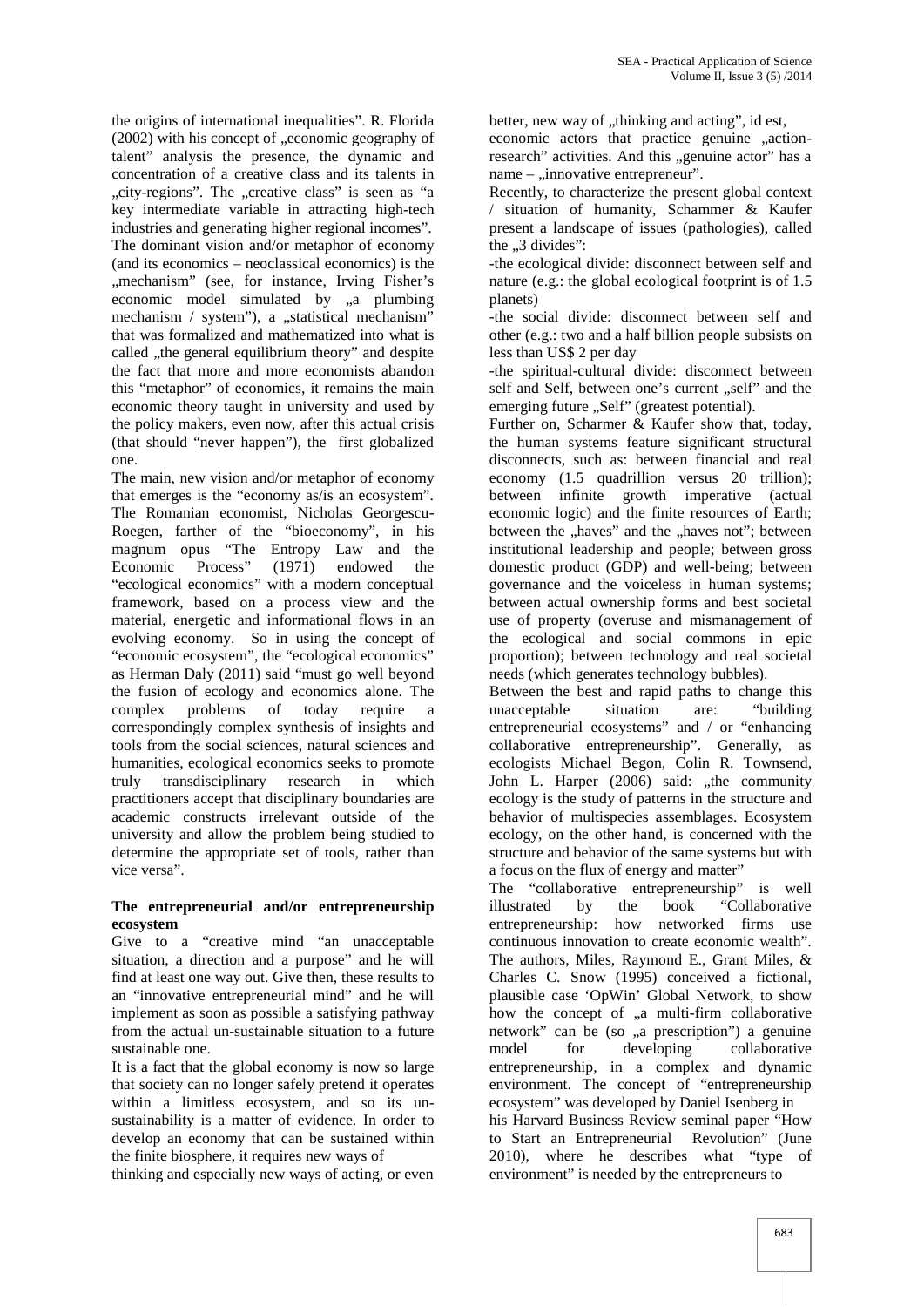the origins of international inequalities". R. Florida (2002) with his concept of „economic geography of talent" analysis the presence, the dynamic and concentration of a creative class and its talents in „city-regions". The „creative class" is seen as "a key intermediate variable in attracting high-tech industries and generating higher regional incomes".

The dominant vision and/or metaphor of economy (and its economics – neoclassical economics) is the „mechanism" (see, for instance, Irving Fisher's economic model simulated by „a plumbing mechanism / system"), a „statistical mechanism" that was formalized and mathematized into what is called „the general equilibrium theory" and despite the fact that more and more economists abandon this "metaphor" of economics, it remains the main economic theory taught in university and used by the policy makers, even now, after this actual crisis (that should "never happen"), the first globalized one.

The main, new vision and/or metaphor of economy that emerges is the "economy as/is an ecosystem". The Romanian economist, Nicholas Georgescu-Roegen, farther of the "bioeconomy", in his magnum opus "The Entropy Law and the Economic Process" (1971) endowed the "ecological economics" with a modern conceptual framework, based on a process view and the material, energetic and informational flows in an evolving economy. So in using the concept of "economic ecosystem", the "ecological economics" as Herman Daly (2011) said "must go well beyond the fusion of ecology and economics alone. The complex problems of today require a correspondingly complex synthesis of insights and tools from the social sciences, natural sciences and humanities, ecological economics seeks to promote truly transdisciplinary research in which practitioners accept that disciplinary boundaries are academic constructs irrelevant outside of the university and allow the problem being studied to determine the appropriate set of tools, rather than vice versa".

**The entrepreneurial and/or entrepreneurship ecosystem**

Give to a "creative mind "an unacceptable situation, a direction and a purpose" and he will find at least one way out. Give then, these results to an "innovative entrepreneurial mind" and he will implement as soon as possible a satisfying pathway from the actual un-sustainable situation to a future sustainable one.

It is a fact that the global economy is now so large that society can no longer safely pretend it operates within a limitless ecosystem, and so its un-sustainability is a matter of evidence. In order to develop an economy that can be sustained within the finite biosphere, it requires new ways of thinking and especially new ways of acting, or even better, new way of „thinking and acting", id est, economic actors that practice genuine „action-research" activities. And this „genuine actor" has a name – „innovative entrepreneur".

Recently, to characterize the present global context / situation of humanity, Schammer & Kaufer present a landscape of issues (pathologies), called the „3 divides":

-the ecological divide: disconnect between self and nature (e.g.: the global ecological footprint is of 1.5 planets)

-the social divide: disconnect between self and other (e.g.: two and a half billion people subsists on less than US$ 2 per day

-the spiritual-cultural divide: disconnect between self and Self, between one's current „self" and the emerging future „Self" (greatest potential).

Further on, Scharmer & Kaufer show that, today, the human systems feature significant structural disconnects, such as: between financial and real economy (1.5 quadrillion versus 20 trillion); between infinite growth imperative (actual economic logic) and the finite resources of Earth; between the „haves" and the „haves not"; between institutional leadership and people; between gross domestic product (GDP) and well-being; between governance and the voiceless in human systems; between actual ownership forms and best societal use of property (overuse and mismanagement of the ecological and social commons in epic proportion); between technology and real societal needs (which generates technology bubbles).

Between the best and rapid paths to change this unacceptable situation are: "building entrepreneurial ecosystems" and / or "enhancing collaborative entrepreneurship". Generally, as ecologists Michael Begon, Colin R. Townsend, John L. Harper (2006) said: „the community ecology is the study of patterns in the structure and behavior of multispecies assemblages. Ecosystem ecology, on the other hand, is concerned with the structure and behavior of the same systems but with a focus on the flux of energy and matter"

The "collaborative entrepreneurship" is well illustrated by the book "Collaborative entrepreneurship: how networked firms use continuous innovation to create economic wealth". The authors, Miles, Raymond E., Grant Miles, & Charles C. Snow (1995) conceived a fictional, plausible case 'OpWin' Global Network, to show how the concept of „a multi-firm collaborative network" can be (so „a prescription") a genuine model for developing collaborative entrepreneurship, in a complex and dynamic environment. The concept of "entrepreneurship ecosystem" was developed by Daniel Isenberg in his Harvard Business Review seminal paper "How to Start an Entrepreneurial Revolution" (June 2010), where he describes what "type of environment" is needed by the entrepreneurs to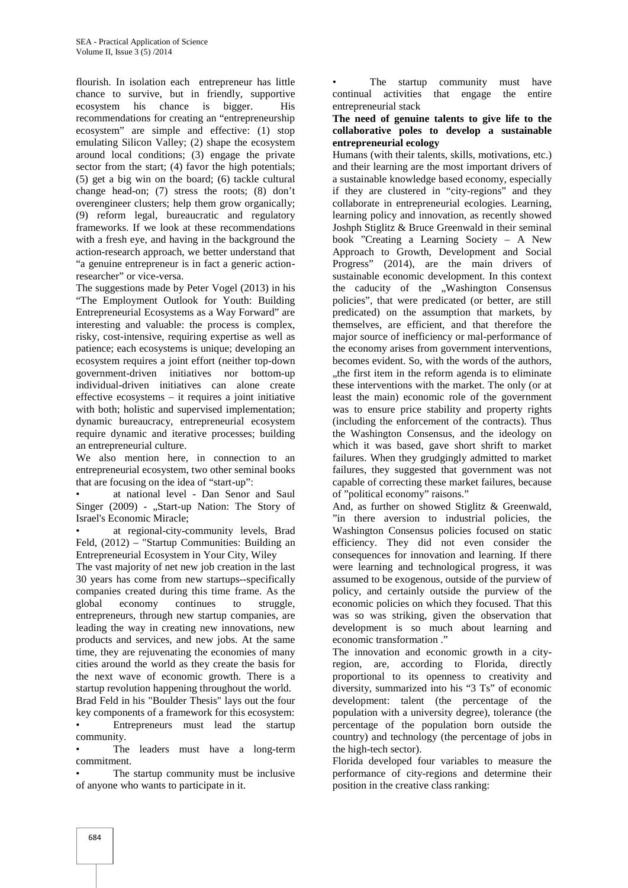flourish. In isolation each entrepreneur has little chance to survive, but in friendly, supportive ecosystem his chance is bigger. His recommendations for creating an "entrepreneurship ecosystem" are simple and effective: (1) stop emulating Silicon Valley; (2) shape the ecosystem around local conditions; (3) engage the private sector from the start; (4) favor the high potentials; (5) get a big win on the board; (6) tackle cultural change head-on; (7) stress the roots; (8) don't overengineer clusters; help them grow organically; (9) reform legal, bureaucratic and regulatory frameworks. If we look at these recommendations with a fresh eye, and having in the background the action-research approach, we better understand that "a genuine entrepreneur is in fact a generic action-researcher" or vice-versa.

The suggestions made by Peter Vogel (2013) in his "The Employment Outlook for Youth: Building Entrepreneurial Ecosystems as a Way Forward" are interesting and valuable: the process is complex, risky, cost-intensive, requiring expertise as well as patience; each ecosystems is unique; developing an ecosystem requires a joint effort (neither top-down government-driven initiatives nor bottom-up individual-driven initiatives can alone create effective ecosystems – it requires a joint initiative with both; holistic and supervised implementation; dynamic bureaucracy, entrepreneurial ecosystem require dynamic and iterative processes; building an entrepreneurial culture.

We also mention here, in connection to an entrepreneurial ecosystem, two other seminal books that are focusing on the idea of "start-up":

- at national level - Dan Senor and Saul Singer (2009) - „Start-up Nation: The Story of Israel's Economic Miracle;
- at regional-city-community levels, Brad Feld, (2012) – "Startup Communities: Building an Entrepreneurial Ecosystem in Your City, Wiley

The vast majority of net new job creation in the last 30 years has come from new startups--specifically companies created during this time frame. As the global economy continues to struggle, entrepreneurs, through new startup companies, are leading the way in creating new innovations, new products and services, and new jobs. At the same time, they are rejuvenating the economies of many cities around the world as they create the basis for the next wave of economic growth. There is a startup revolution happening throughout the world.

Brad Feld in his "Boulder Thesis" lays out the four key components of a framework for this ecosystem:

- Entrepreneurs must lead the startup community.
- The leaders must have a long-term commitment.
- The startup community must be inclusive of anyone who wants to participate in it.
- The startup community must have continual activities that engage the entire entrepreneurial stack

**The need of genuine talents to give life to the collaborative poles to develop a sustainable entrepreneurial ecology**

Humans (with their talents, skills, motivations, etc.) and their learning are the most important drivers of a sustainable knowledge based economy, especially if they are clustered in "city-regions" and they collaborate in entrepreneurial ecologies. Learning, learning policy and innovation, as recently showed Joshph Stiglitz & Bruce Greenwald in their seminal book "Creating a Learning Society – A New Approach to Growth, Development and Social Progress" (2014), are the main drivers of sustainable economic development. In this context the caducity of the „Washington Consensus policies", that were predicated (or better, are still predicated) on the assumption that markets, by themselves, are efficient, and that therefore the major source of inefficiency or mal-performance of the economy arises from government interventions, becomes evident. So, with the words of the authors, „the first item in the reform agenda is to eliminate these interventions with the market. The only (or at least the main) economic role of the government was to ensure price stability and property rights (including the enforcement of the contracts). Thus the Washington Consensus, and the ideology on which it was based, gave short shrift to market failures. When they grudgingly admitted to market failures, they suggested that government was not capable of correcting these market failures, because of "political economy" raisons."

And, as further on showed Stiglitz & Greenwald, "in there aversion to industrial policies, the Washington Consensus policies focused on static efficiency. They did not even consider the consequences for innovation and learning. If there were learning and technological progress, it was assumed to be exogenous, outside of the purview of policy, and certainly outside the purview of the economic policies on which they focused. That this was so was striking, given the observation that development is so much about learning and economic transformation ."

The innovation and economic growth in a city-region, are, according to Florida, directly proportional to its openness to creativity and diversity, summarized into his "3 Ts" of economic development: talent (the percentage of the population with a university degree), tolerance (the percentage of the population born outside the country) and technology (the percentage of jobs in the high-tech sector).

Florida developed four variables to measure the performance of city-regions and determine their position in the creative class ranking: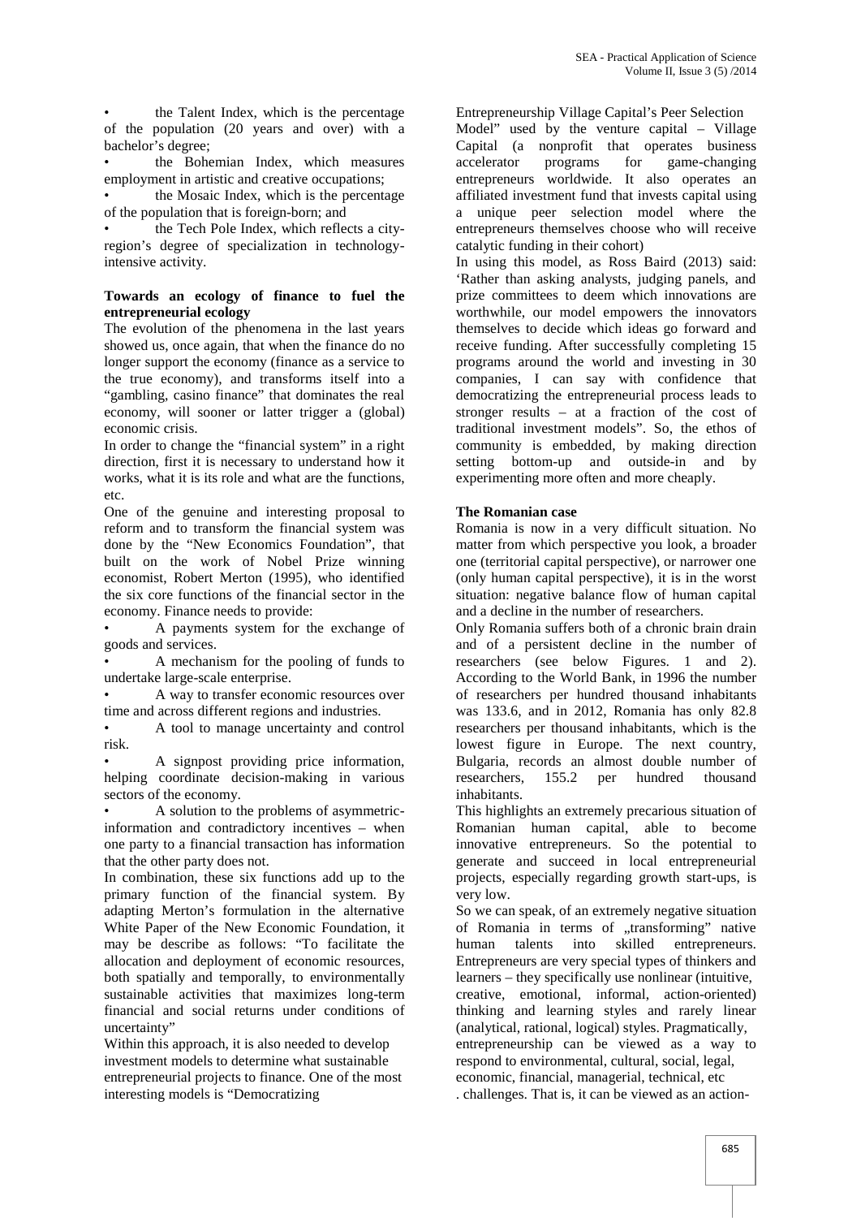- the Talent Index, which is the percentage of the population (20 years and over) with a bachelor's degree;
- the Bohemian Index, which measures employment in artistic and creative occupations;
- the Mosaic Index, which is the percentage of the population that is foreign-born; and
- the Tech Pole Index, which reflects a city-region's degree of specialization in technology-intensive activity.

**Towards an ecology of finance to fuel the entrepreneurial ecology**

The evolution of the phenomena in the last years showed us, once again, that when the finance do no longer support the economy (finance as a service to the true economy), and transforms itself into a "gambling, casino finance" that dominates the real economy, will sooner or latter trigger a (global) economic crisis.

In order to change the "financial system" in a right direction, first it is necessary to understand how it works, what it is its role and what are the functions, etc.

One of the genuine and interesting proposal to reform and to transform the financial system was done by the "New Economics Foundation", that built on the work of Nobel Prize winning economist, Robert Merton (1995), who identified the six core functions of the financial sector in the economy. Finance needs to provide:

- A payments system for the exchange of goods and services.
- A mechanism for the pooling of funds to undertake large-scale enterprise.
- A way to transfer economic resources over time and across different regions and industries.
- A tool to manage uncertainty and control risk.
- A signpost providing price information, helping coordinate decision-making in various sectors of the economy.
- A solution to the problems of asymmetric-information and contradictory incentives – when one party to a financial transaction has information that the other party does not.

In combination, these six functions add up to the primary function of the financial system. By adapting Merton's formulation in the alternative White Paper of the New Economic Foundation, it may be describe as follows: "To facilitate the allocation and deployment of economic resources, both spatially and temporally, to environmentally sustainable activities that maximizes long-term financial and social returns under conditions of uncertainty"

Within this approach, it is also needed to develop investment models to determine what sustainable entrepreneurial projects to finance. One of the most interesting models is "Democratizing Entrepreneurship Village Capital's Peer Selection Model" used by the venture capital – Village Capital (a nonprofit that operates business accelerator programs for game-changing entrepreneurs worldwide. It also operates an affiliated investment fund that invests capital using a unique peer selection model where the entrepreneurs themselves choose who will receive catalytic funding in their cohort)

In using this model, as Ross Baird (2013) said: 'Rather than asking analysts, judging panels, and prize committees to deem which innovations are worthwhile, our model empowers the innovators themselves to decide which ideas go forward and receive funding. After successfully completing 15 programs around the world and investing in 30 companies, I can say with confidence that democratizing the entrepreneurial process leads to stronger results – at a fraction of the cost of traditional investment models". So, the ethos of community is embedded, by making direction setting bottom-up and outside-in and by experimenting more often and more cheaply.

**The Romanian case**

Romania is now in a very difficult situation. No matter from which perspective you look, a broader one (territorial capital perspective), or narrower one (only human capital perspective), it is in the worst situation: negative balance flow of human capital and a decline in the number of researchers.

Only Romania suffers both of a chronic brain drain and of a persistent decline in the number of researchers (see below Figures. 1 and 2). According to the World Bank, in 1996 the number of researchers per hundred thousand inhabitants was 133.6, and in 2012, Romania has only 82.8 researchers per thousand inhabitants, which is the lowest figure in Europe. The next country, Bulgaria, records an almost double number of researchers, 155.2 per hundred thousand inhabitants.

This highlights an extremely precarious situation of Romanian human capital, able to become innovative entrepreneurs. So the potential to generate and succeed in local entrepreneurial projects, especially regarding growth start-ups, is very low.

So we can speak, of an extremely negative situation of Romania in terms of „transforming" native human talents into skilled entrepreneurs. Entrepreneurs are very special types of thinkers and learners – they specifically use nonlinear (intuitive, creative, emotional, informal, action-oriented) thinking and learning styles and rarely linear (analytical, rational, logical) styles. Pragmatically, entrepreneurship can be viewed as a way to respond to environmental, cultural, social, legal, economic, financial, managerial, technical, etc . challenges. That is, it can be viewed as an action-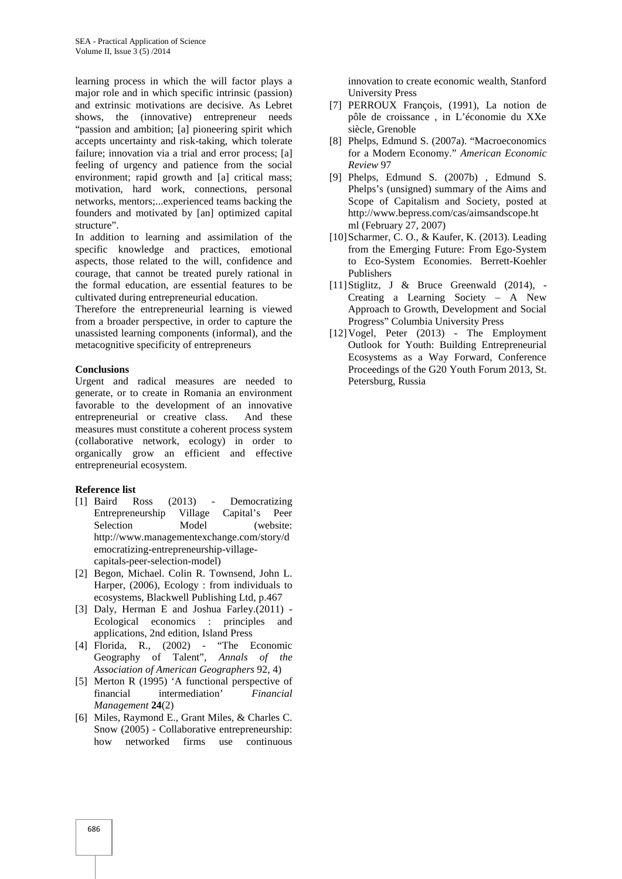learning process in which the will factor plays a major role and in which specific intrinsic (passion) and extrinsic motivations are decisive. As Lebret shows, the (innovative) entrepreneur needs "passion and ambition; [a] pioneering spirit which accepts uncertainty and risk-taking, which tolerate failure; innovation via a trial and error process; [a] feeling of urgency and patience from the social environment; rapid growth and [a] critical mass; motivation, hard work, connections, personal networks, mentors;...experienced teams backing the founders and motivated by [an] optimized capital structure".

In addition to learning and assimilation of the specific knowledge and practices, emotional aspects, those related to the will, confidence and courage, that cannot be treated purely rational in the formal education, are essential features to be cultivated during entrepreneurial education.

Therefore the entrepreneurial learning is viewed from a broader perspective, in order to capture the unassisted learning components (informal), and the metacognitive specificity of entrepreneurs

**Conclusions**

Urgent and radical measures are needed to generate, or to create in Romania an environment favorable to the development of an innovative entrepreneurial or creative class. And these measures must constitute a coherent process system (collaborative network, ecology) in order to organically grow an efficient and effective entrepreneurial ecosystem.

**Reference list**

[1] Baird Ross (2013) - Democratizing Entrepreneurship Village Capital's Peer Selection Model (website: http://www.managementexchange.com/story/democratizing-entrepreneurship-village-capitals-peer-selection-model)

[2] Begon, Michael. Colin R. Townsend, John L. Harper, (2006), Ecology : from individuals to ecosystems, Blackwell Publishing Ltd, p.467

[3] Daly, Herman E and Joshua Farley.(2011) - Ecological economics : principles and applications, 2nd edition, Island Press

[4] Florida, R., (2002) - "The Economic Geography of Talent", *Annals of the Association of American Geographers* 92, 4)

[5] Merton R (1995) 'A functional perspective of financial intermediation' *Financial Management* **24**(2)

[6] Miles, Raymond E., Grant Miles, & Charles C. Snow (2005) - Collaborative entrepreneurship: how networked firms use continuous innovation to create economic wealth, Stanford University Press

[7] PERROUX François, (1991), La notion de pôle de croissance , in L'économie du XXe siècle, Grenoble

[8] Phelps, Edmund S. (2007a). "Macroeconomics for a Modern Economy." *American Economic Review* 97

[9] Phelps, Edmund S. (2007b) , Edmund S. Phelps's (unsigned) summary of the Aims and Scope of Capitalism and Society, posted at http://www.bepress.com/cas/aimsandscope.html (February 27, 2007)

[10] Scharmer, C. O., & Kaufer, K. (2013). Leading from the Emerging Future: From Ego-System to Eco-System Economies. Berrett-Koehler Publishers

[11] Stiglitz, J & Bruce Greenwald (2014), - Creating a Learning Society – A New Approach to Growth, Development and Social Progress" Columbia University Press

[12] Vogel, Peter (2013) - The Employment Outlook for Youth: Building Entrepreneurial Ecosystems as a Way Forward, Conference Proceedings of the G20 Youth Forum 2013, St. Petersburg, Russia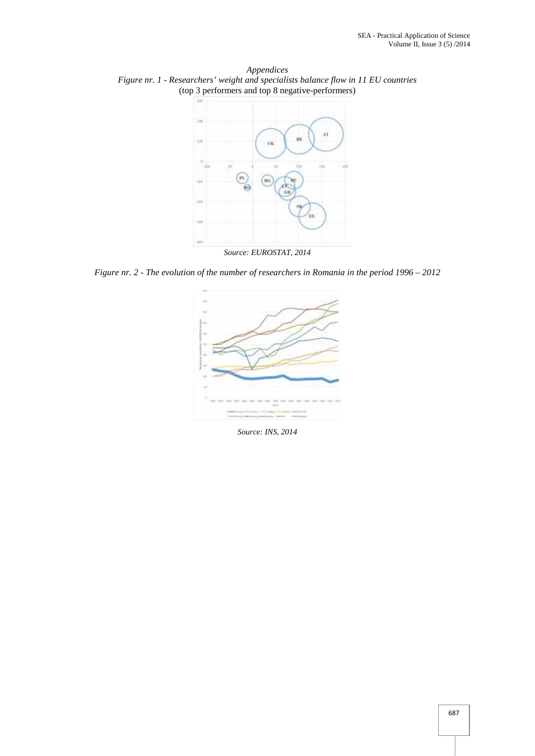*Appendices*

*Figure nr. 1 - Researchers' weight and specialists balance flow in 11 EU countries*
(top 3 performers and top 8 negative-performers)

*Source: EUROSTAT, 2014*

*Figure nr. 2 - The evolution of the number of researchers in Romania in the period 1996 – 2012*

*Source: INS, 2014*